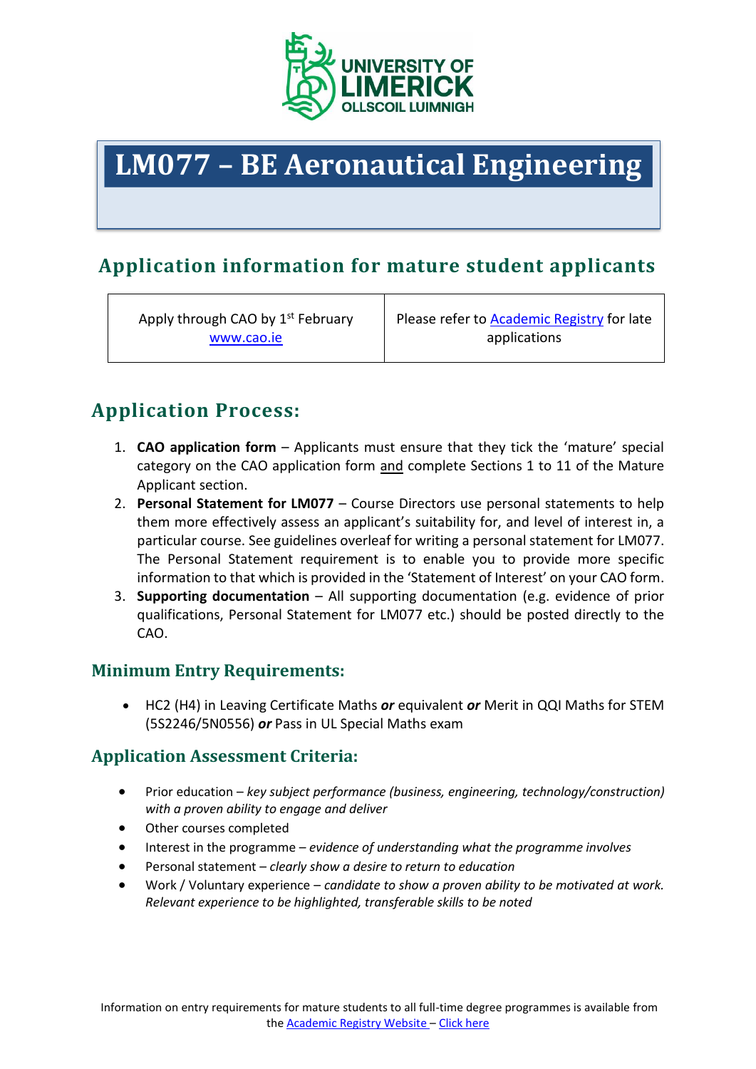# LM077 – BE Aeronautical Engineering

## Application information for mature student applicants

| Apply through CAO by 1st February www.cao.ie | Please refer to Academic Registry for late applications |
|---|---|

## Application Process:

1. **CAO application form** – Applicants must ensure that they tick the 'mature' special category on the CAO application form and complete Sections 1 to 11 of the Mature Applicant section.
2. **Personal Statement for LM077** – Course Directors use personal statements to help them more effectively assess an applicant's suitability for, and level of interest in, a particular course. See guidelines overleaf for writing a personal statement for LM077. The Personal Statement requirement is to enable you to provide more specific information to that which is provided in the 'Statement of Interest' on your CAO form.
3. **Supporting documentation** – All supporting documentation (e.g. evidence of prior qualifications, Personal Statement for LM077 etc.) should be posted directly to the CAO.

### Minimum Entry Requirements:

- HC2 (H4) in Leaving Certificate Maths ***or*** equivalent ***or*** Merit in QQI Maths for STEM (5S2246/5N0556) ***or*** Pass in UL Special Maths exam

### Application Assessment Criteria:

- Prior education – *key subject performance (business, engineering, technology/construction) with a proven ability to engage and deliver*
- Other courses completed
- Interest in the programme – *evidence of understanding what the programme involves*
- Personal statement – *clearly show a desire to return to education*
- Work / Voluntary experience – *candidate to show a proven ability to be motivated at work. Relevant experience to be highlighted, transferable skills to be noted*

Information on entry requirements for mature students to all full-time degree programmes is available from the Academic Registry Website – Click here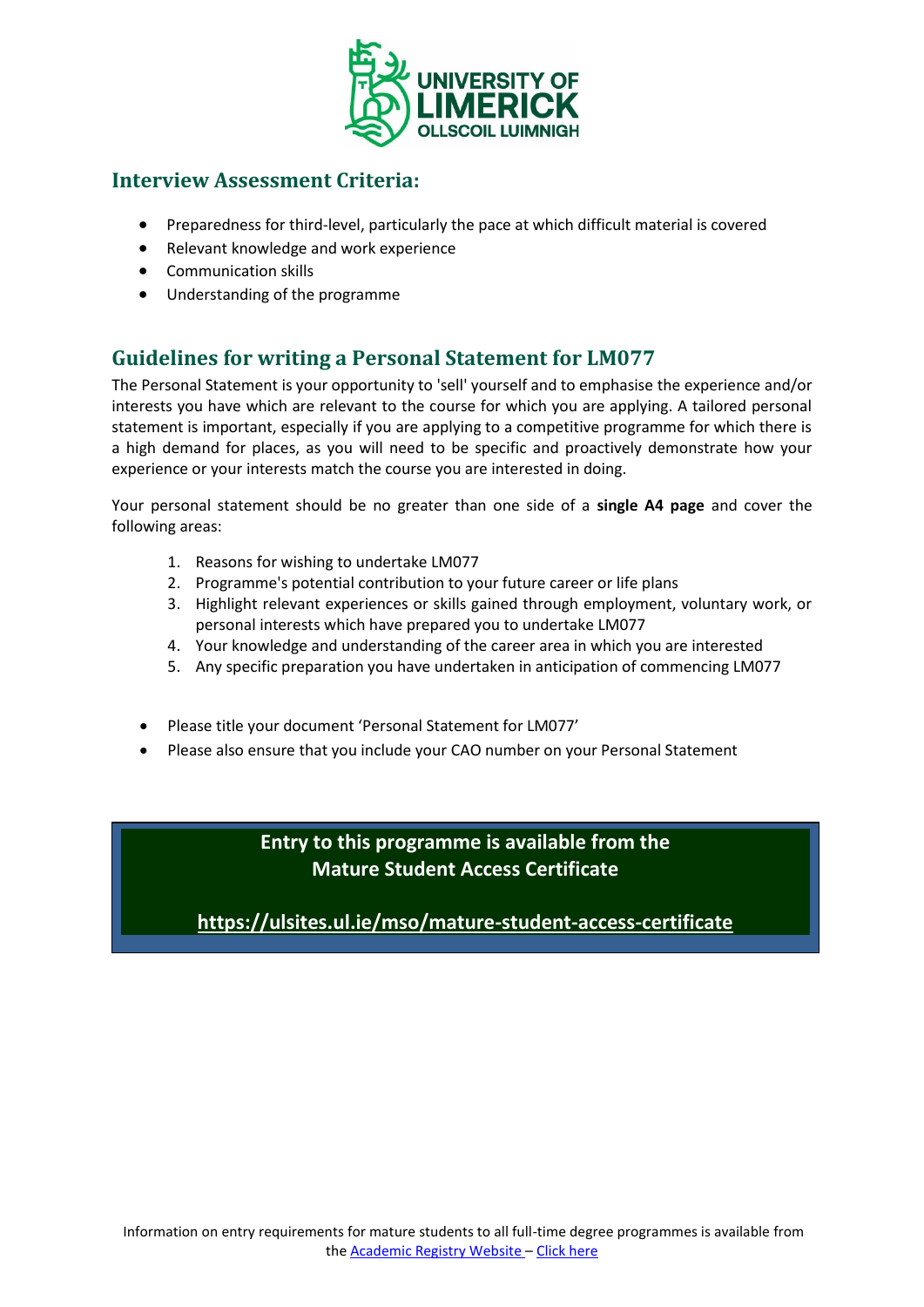## Interview Assessment Criteria:

- Preparedness for third-level, particularly the pace at which difficult material is covered
- Relevant knowledge and work experience
- Communication skills
- Understanding of the programme

## Guidelines for writing a Personal Statement for LM077

The Personal Statement is your opportunity to 'sell' yourself and to emphasise the experience and/or interests you have which are relevant to the course for which you are applying. A tailored personal statement is important, especially if you are applying to a competitive programme for which there is a high demand for places, as you will need to be specific and proactively demonstrate how your experience or your interests match the course you are interested in doing.

Your personal statement should be no greater than one side of a **single A4 page** and cover the following areas:

1. Reasons for wishing to undertake LM077
2. Programme's potential contribution to your future career or life plans
3. Highlight relevant experiences or skills gained through employment, voluntary work, or personal interests which have prepared you to undertake LM077
4. Your knowledge and understanding of the career area in which you are interested
5. Any specific preparation you have undertaken in anticipation of commencing LM077

- Please title your document 'Personal Statement for LM077'
- Please also ensure that you include your CAO number on your Personal Statement

**Entry to this programme is available from the Mature Student Access Certificate**

**https://ulsites.ul.ie/mso/mature-student-access-certificate**

Information on entry requirements for mature students to all full-time degree programmes is available from the Academic Registry Website – Click here